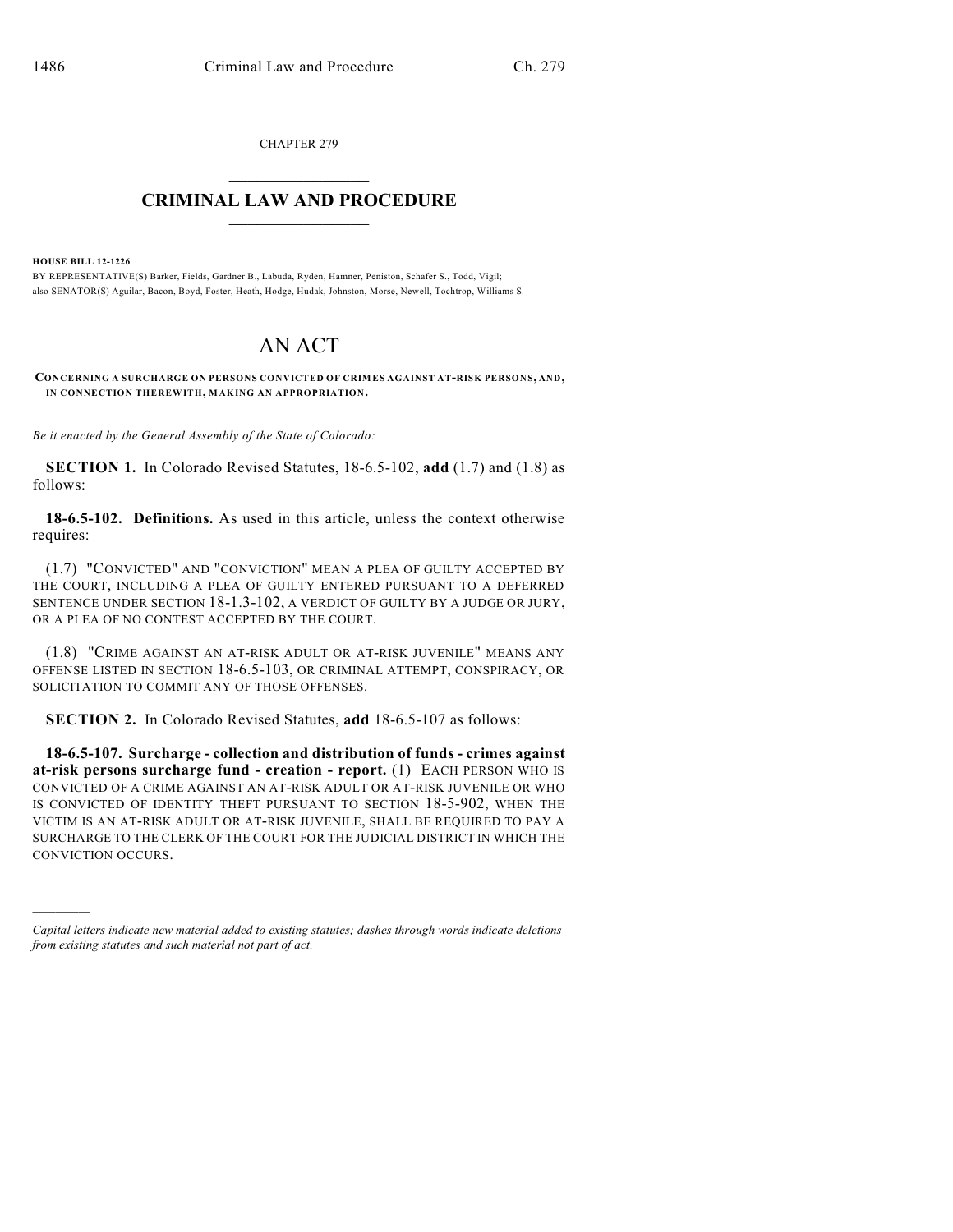CHAPTER 279

# CRIMINAL LAW AND PROCEDURE

**HOUSE BILL 12-1226**

BY REPRESENTATIVE(S) Barker, Fields, Gardner B., Labuda, Ryden, Hamner, Peniston, Schafer S., Todd, Vigil; also SENATOR(S) Aguilar, Bacon, Boyd, Foster, Heath, Hodge, Hudak, Johnston, Morse, Newell, Tochtrop, Williams S.

# AN ACT

**CONCERNING A SURCHARGE ON PERSONS CONVICTED OF CRIMES AGAINST AT-RISK PERSONS, AND, IN CONNECTION THEREWITH, MAKING AN APPROPRIATION.**

*Be it enacted by the General Assembly of the State of Colorado:*

**SECTION 1.** In Colorado Revised Statutes, 18-6.5-102, **add** (1.7) and (1.8) as follows:

**18-6.5-102. Definitions.** As used in this article, unless the context otherwise requires:

(1.7) "CONVICTED" AND "CONVICTION" MEAN A PLEA OF GUILTY ACCEPTED BY THE COURT, INCLUDING A PLEA OF GUILTY ENTERED PURSUANT TO A DEFERRED SENTENCE UNDER SECTION 18-1.3-102, A VERDICT OF GUILTY BY A JUDGE OR JURY, OR A PLEA OF NO CONTEST ACCEPTED BY THE COURT.

(1.8) "CRIME AGAINST AN AT-RISK ADULT OR AT-RISK JUVENILE" MEANS ANY OFFENSE LISTED IN SECTION 18-6.5-103, OR CRIMINAL ATTEMPT, CONSPIRACY, OR SOLICITATION TO COMMIT ANY OF THOSE OFFENSES.

**SECTION 2.** In Colorado Revised Statutes, **add** 18-6.5-107 as follows:

**18-6.5-107. Surcharge - collection and distribution of funds - crimes against at-risk persons surcharge fund - creation - report.** (1) EACH PERSON WHO IS CONVICTED OF A CRIME AGAINST AN AT-RISK ADULT OR AT-RISK JUVENILE OR WHO IS CONVICTED OF IDENTITY THEFT PURSUANT TO SECTION 18-5-902, WHEN THE VICTIM IS AN AT-RISK ADULT OR AT-RISK JUVENILE, SHALL BE REQUIRED TO PAY A SURCHARGE TO THE CLERK OF THE COURT FOR THE JUDICIAL DISTRICT IN WHICH THE CONVICTION OCCURS.

---

*Capital letters indicate new material added to existing statutes; dashes through words indicate deletions from existing statutes and such material not part of act.*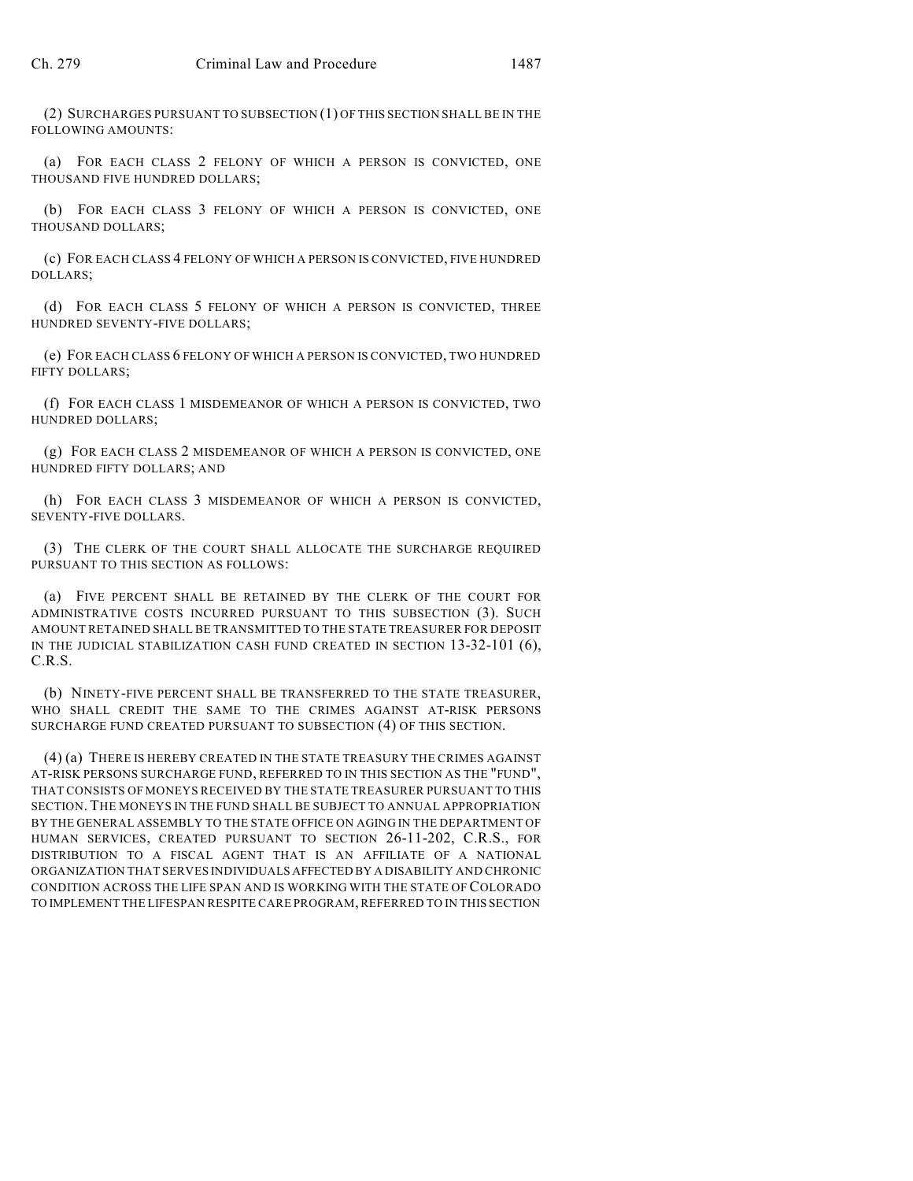(2) SURCHARGES PURSUANT TO SUBSECTION (1) OF THIS SECTION SHALL BE IN THE FOLLOWING AMOUNTS:

(a) FOR EACH CLASS 2 FELONY OF WHICH A PERSON IS CONVICTED, ONE THOUSAND FIVE HUNDRED DOLLARS;

(b) FOR EACH CLASS 3 FELONY OF WHICH A PERSON IS CONVICTED, ONE THOUSAND DOLLARS;

(c) FOR EACH CLASS 4 FELONY OF WHICH A PERSON IS CONVICTED, FIVE HUNDRED DOLLARS;

(d) FOR EACH CLASS 5 FELONY OF WHICH A PERSON IS CONVICTED, THREE HUNDRED SEVENTY-FIVE DOLLARS;

(e) FOR EACH CLASS 6 FELONY OF WHICH A PERSON IS CONVICTED, TWO HUNDRED FIFTY DOLLARS;

(f) FOR EACH CLASS 1 MISDEMEANOR OF WHICH A PERSON IS CONVICTED, TWO HUNDRED DOLLARS;

(g) FOR EACH CLASS 2 MISDEMEANOR OF WHICH A PERSON IS CONVICTED, ONE HUNDRED FIFTY DOLLARS; AND

(h) FOR EACH CLASS 3 MISDEMEANOR OF WHICH A PERSON IS CONVICTED, SEVENTY-FIVE DOLLARS.

(3) THE CLERK OF THE COURT SHALL ALLOCATE THE SURCHARGE REQUIRED PURSUANT TO THIS SECTION AS FOLLOWS:

(a) FIVE PERCENT SHALL BE RETAINED BY THE CLERK OF THE COURT FOR ADMINISTRATIVE COSTS INCURRED PURSUANT TO THIS SUBSECTION (3). SUCH AMOUNT RETAINED SHALL BE TRANSMITTED TO THE STATE TREASURER FOR DEPOSIT IN THE JUDICIAL STABILIZATION CASH FUND CREATED IN SECTION 13-32-101 (6), C.R.S.

(b) NINETY-FIVE PERCENT SHALL BE TRANSFERRED TO THE STATE TREASURER, WHO SHALL CREDIT THE SAME TO THE CRIMES AGAINST AT-RISK PERSONS SURCHARGE FUND CREATED PURSUANT TO SUBSECTION (4) OF THIS SECTION.

(4) (a) THERE IS HEREBY CREATED IN THE STATE TREASURY THE CRIMES AGAINST AT-RISK PERSONS SURCHARGE FUND, REFERRED TO IN THIS SECTION AS THE "FUND", THAT CONSISTS OF MONEYS RECEIVED BY THE STATE TREASURER PURSUANT TO THIS SECTION. THE MONEYS IN THE FUND SHALL BE SUBJECT TO ANNUAL APPROPRIATION BY THE GENERAL ASSEMBLY TO THE STATE OFFICE ON AGING IN THE DEPARTMENT OF HUMAN SERVICES, CREATED PURSUANT TO SECTION 26-11-202, C.R.S., FOR DISTRIBUTION TO A FISCAL AGENT THAT IS AN AFFILIATE OF A NATIONAL ORGANIZATION THAT SERVES INDIVIDUALS AFFECTED BY A DISABILITY AND CHRONIC CONDITION ACROSS THE LIFE SPAN AND IS WORKING WITH THE STATE OF COLORADO TO IMPLEMENT THE LIFESPAN RESPITE CARE PROGRAM, REFERRED TO IN THIS SECTION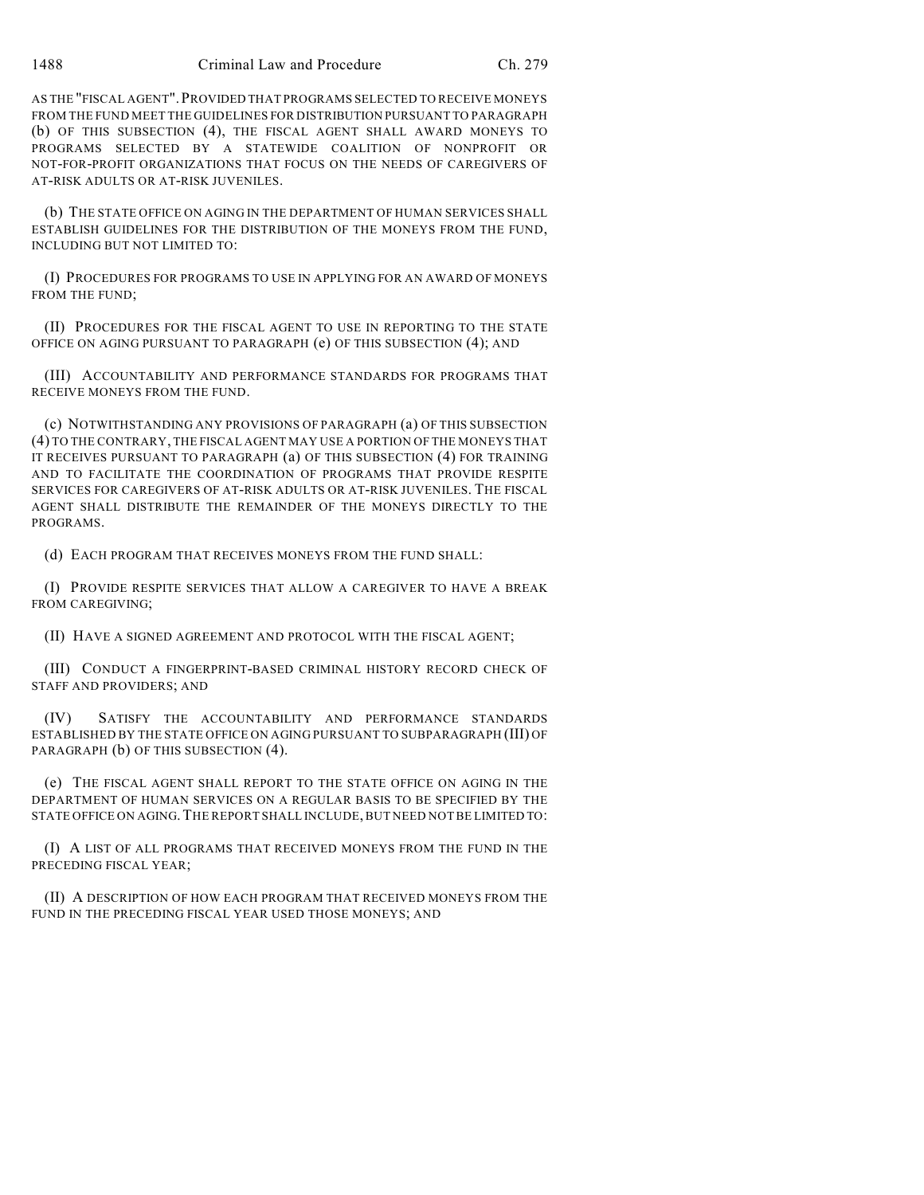AS THE "FISCAL AGENT". PROVIDED THAT PROGRAMS SELECTED TO RECEIVE MONEYS FROM THE FUND MEET THE GUIDELINES FOR DISTRIBUTION PURSUANT TO PARAGRAPH (b) OF THIS SUBSECTION (4), THE FISCAL AGENT SHALL AWARD MONEYS TO PROGRAMS SELECTED BY A STATEWIDE COALITION OF NONPROFIT OR NOT-FOR-PROFIT ORGANIZATIONS THAT FOCUS ON THE NEEDS OF CAREGIVERS OF AT-RISK ADULTS OR AT-RISK JUVENILES.

(b) THE STATE OFFICE ON AGING IN THE DEPARTMENT OF HUMAN SERVICES SHALL ESTABLISH GUIDELINES FOR THE DISTRIBUTION OF THE MONEYS FROM THE FUND, INCLUDING BUT NOT LIMITED TO:

(I) PROCEDURES FOR PROGRAMS TO USE IN APPLYING FOR AN AWARD OF MONEYS FROM THE FUND;

(II) PROCEDURES FOR THE FISCAL AGENT TO USE IN REPORTING TO THE STATE OFFICE ON AGING PURSUANT TO PARAGRAPH (e) OF THIS SUBSECTION (4); AND

(III) ACCOUNTABILITY AND PERFORMANCE STANDARDS FOR PROGRAMS THAT RECEIVE MONEYS FROM THE FUND.

(c) NOTWITHSTANDING ANY PROVISIONS OF PARAGRAPH (a) OF THIS SUBSECTION (4) TO THE CONTRARY, THE FISCAL AGENT MAY USE A PORTION OF THE MONEYS THAT IT RECEIVES PURSUANT TO PARAGRAPH (a) OF THIS SUBSECTION (4) FOR TRAINING AND TO FACILITATE THE COORDINATION OF PROGRAMS THAT PROVIDE RESPITE SERVICES FOR CAREGIVERS OF AT-RISK ADULTS OR AT-RISK JUVENILES. THE FISCAL AGENT SHALL DISTRIBUTE THE REMAINDER OF THE MONEYS DIRECTLY TO THE PROGRAMS.

(d) EACH PROGRAM THAT RECEIVES MONEYS FROM THE FUND SHALL:

(I) PROVIDE RESPITE SERVICES THAT ALLOW A CAREGIVER TO HAVE A BREAK FROM CAREGIVING;

(II) HAVE A SIGNED AGREEMENT AND PROTOCOL WITH THE FISCAL AGENT;

(III) CONDUCT A FINGERPRINT-BASED CRIMINAL HISTORY RECORD CHECK OF STAFF AND PROVIDERS; AND

(IV) SATISFY THE ACCOUNTABILITY AND PERFORMANCE STANDARDS ESTABLISHED BY THE STATE OFFICE ON AGING PURSUANT TO SUBPARAGRAPH (III) OF PARAGRAPH (b) OF THIS SUBSECTION (4).

(e) THE FISCAL AGENT SHALL REPORT TO THE STATE OFFICE ON AGING IN THE DEPARTMENT OF HUMAN SERVICES ON A REGULAR BASIS TO BE SPECIFIED BY THE STATE OFFICE ON AGING. THE REPORT SHALL INCLUDE, BUT NEED NOT BE LIMITED TO:

(I) A LIST OF ALL PROGRAMS THAT RECEIVED MONEYS FROM THE FUND IN THE PRECEDING FISCAL YEAR;

(II) A DESCRIPTION OF HOW EACH PROGRAM THAT RECEIVED MONEYS FROM THE FUND IN THE PRECEDING FISCAL YEAR USED THOSE MONEYS; AND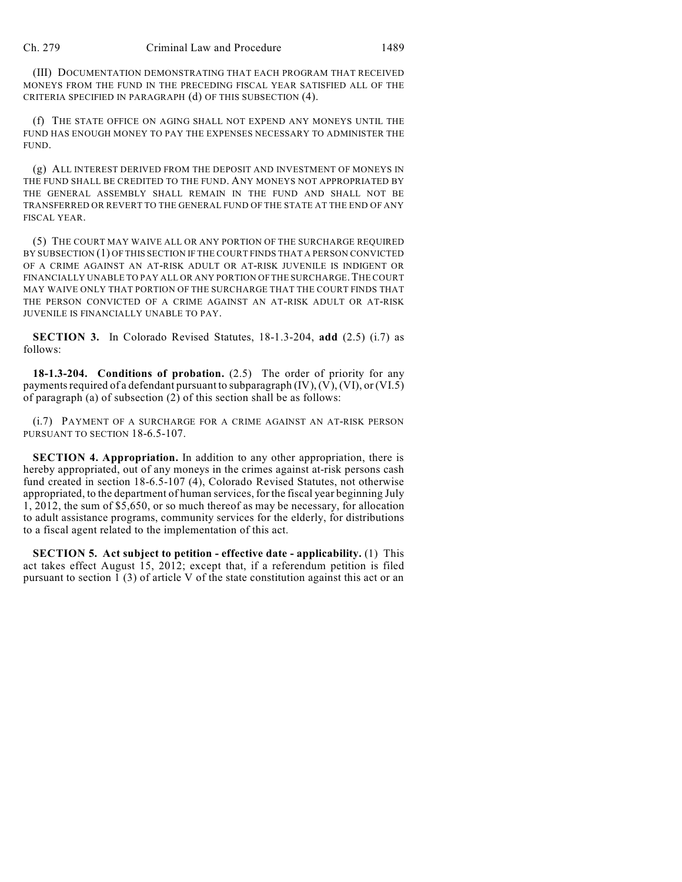(III) DOCUMENTATION DEMONSTRATING THAT EACH PROGRAM THAT RECEIVED MONEYS FROM THE FUND IN THE PRECEDING FISCAL YEAR SATISFIED ALL OF THE CRITERIA SPECIFIED IN PARAGRAPH (d) OF THIS SUBSECTION (4).

(f) THE STATE OFFICE ON AGING SHALL NOT EXPEND ANY MONEYS UNTIL THE FUND HAS ENOUGH MONEY TO PAY THE EXPENSES NECESSARY TO ADMINISTER THE FUND.

(g) ALL INTEREST DERIVED FROM THE DEPOSIT AND INVESTMENT OF MONEYS IN THE FUND SHALL BE CREDITED TO THE FUND. ANY MONEYS NOT APPROPRIATED BY THE GENERAL ASSEMBLY SHALL REMAIN IN THE FUND AND SHALL NOT BE TRANSFERRED OR REVERT TO THE GENERAL FUND OF THE STATE AT THE END OF ANY FISCAL YEAR.

(5) THE COURT MAY WAIVE ALL OR ANY PORTION OF THE SURCHARGE REQUIRED BY SUBSECTION (1) OF THIS SECTION IF THE COURT FINDS THAT A PERSON CONVICTED OF A CRIME AGAINST AN AT-RISK ADULT OR AT-RISK JUVENILE IS INDIGENT OR FINANCIALLY UNABLE TO PAY ALL OR ANY PORTION OF THE SURCHARGE. THE COURT MAY WAIVE ONLY THAT PORTION OF THE SURCHARGE THAT THE COURT FINDS THAT THE PERSON CONVICTED OF A CRIME AGAINST AN AT-RISK ADULT OR AT-RISK JUVENILE IS FINANCIALLY UNABLE TO PAY.

**SECTION 3.** In Colorado Revised Statutes, 18-1.3-204, **add** (2.5) (i.7) as follows:

**18-1.3-204. Conditions of probation.** (2.5) The order of priority for any payments required of a defendant pursuant to subparagraph (IV), (V), (VI), or (VI.5) of paragraph (a) of subsection (2) of this section shall be as follows:

(i.7) PAYMENT OF A SURCHARGE FOR A CRIME AGAINST AN AT-RISK PERSON PURSUANT TO SECTION 18-6.5-107.

**SECTION 4. Appropriation.** In addition to any other appropriation, there is hereby appropriated, out of any moneys in the crimes against at-risk persons cash fund created in section 18-6.5-107 (4), Colorado Revised Statutes, not otherwise appropriated, to the department of human services, for the fiscal year beginning July 1, 2012, the sum of $5,650, or so much thereof as may be necessary, for allocation to adult assistance programs, community services for the elderly, for distributions to a fiscal agent related to the implementation of this act.

**SECTION 5. Act subject to petition - effective date - applicability.** (1) This act takes effect August 15, 2012; except that, if a referendum petition is filed pursuant to section 1 (3) of article V of the state constitution against this act or an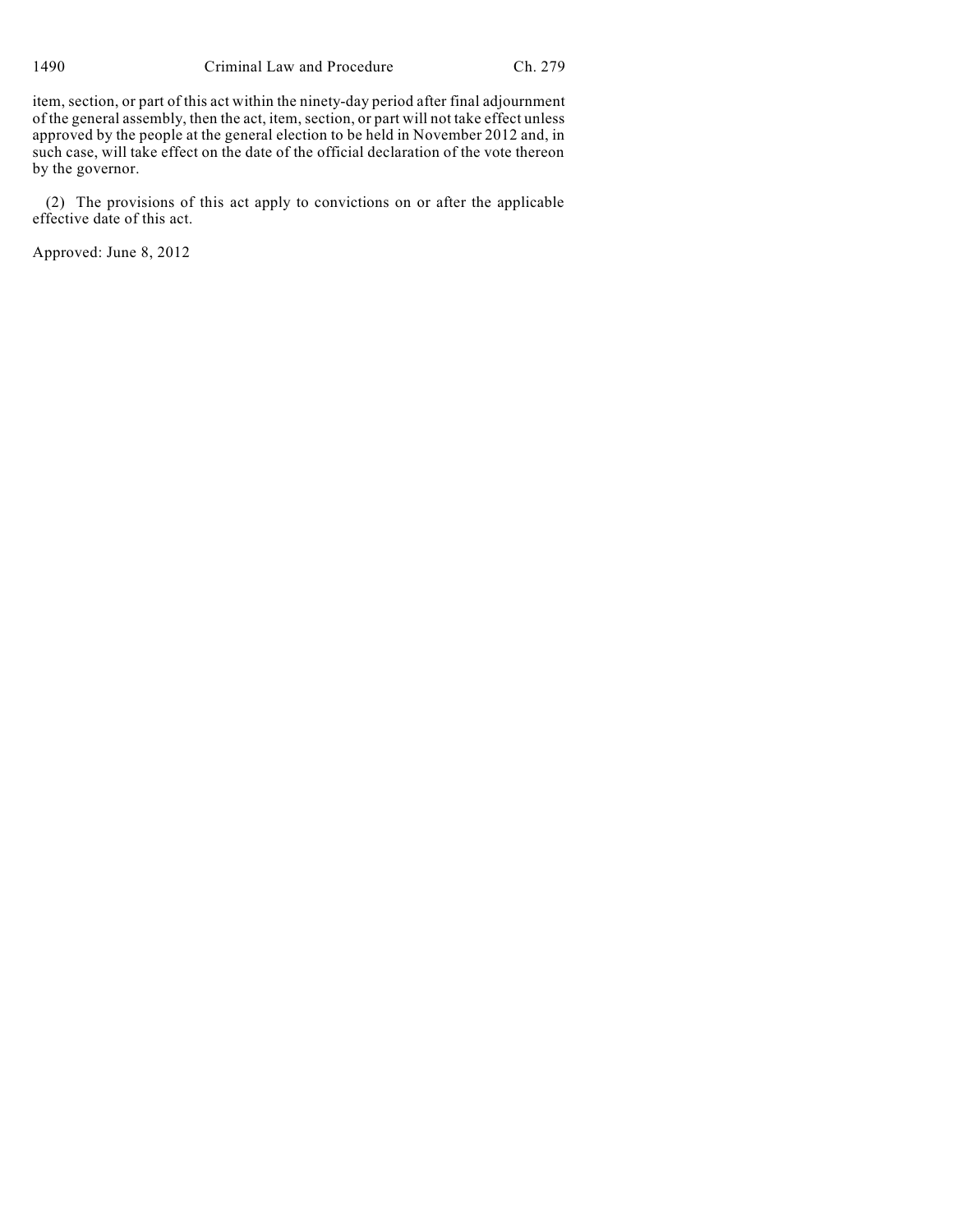item, section, or part of this act within the ninety-day period after final adjournment of the general assembly, then the act, item, section, or part will not take effect unless approved by the people at the general election to be held in November 2012 and, in such case, will take effect on the date of the official declaration of the vote thereon by the governor.

(2) The provisions of this act apply to convictions on or after the applicable effective date of this act.

Approved: June 8, 2012